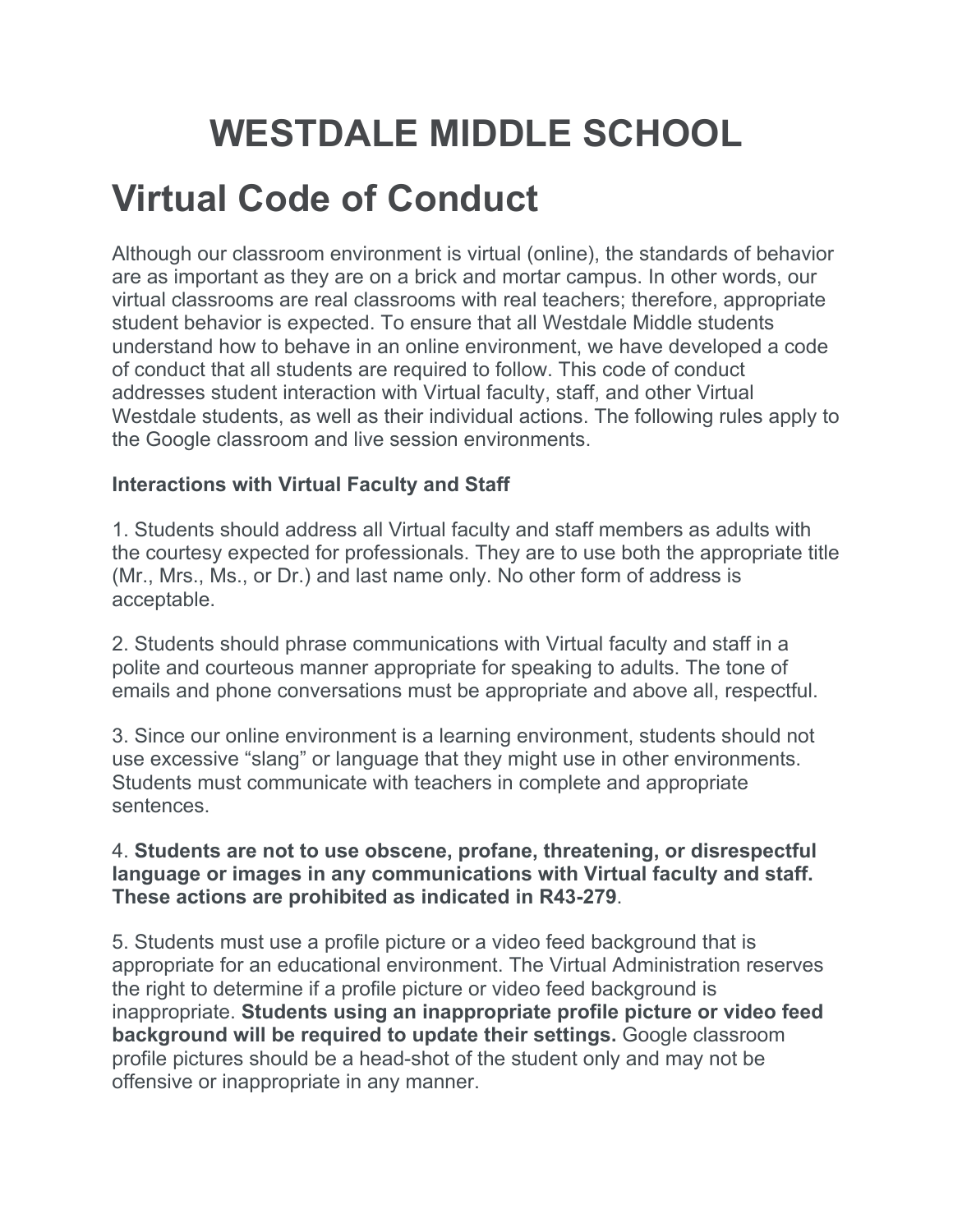# WESTDALE MIDDLE SCHOOL

## Virtual Code of Conduct

Although our classroom environment is virtual (online), the standards of behavior are as important as they are on a brick and mortar campus. In other words, our virtual classrooms are real classrooms with real teachers; therefore, appropriate student behavior is expected. To ensure that all Westdale Middle students understand how to behave in an online environment, we have developed a code of conduct that all students are required to follow. This code of conduct addresses student interaction with Virtual faculty, staff, and other Virtual Westdale students, as well as their individual actions. The following rules apply to the Google classroom and live session environments.

**Interactions with Virtual Faculty and Staff**

1. Students should address all Virtual faculty and staff members as adults with the courtesy expected for professionals. They are to use both the appropriate title (Mr., Mrs., Ms., or Dr.) and last name only. No other form of address is acceptable.

2. Students should phrase communications with Virtual faculty and staff in a polite and courteous manner appropriate for speaking to adults. The tone of emails and phone conversations must be appropriate and above all, respectful.

3. Since our online environment is a learning environment, students should not use excessive "slang" or language that they might use in other environments. Students must communicate with teachers in complete and appropriate sentences.

4. **Students are not to use obscene, profane, threatening, or disrespectful language or images in any communications with Virtual faculty and staff. These actions are prohibited as indicated in R43-279**.

5. Students must use a profile picture or a video feed background that is appropriate for an educational environment. The Virtual Administration reserves the right to determine if a profile picture or video feed background is inappropriate. **Students using an inappropriate profile picture or video feed background will be required to update their settings.** Google classroom profile pictures should be a head-shot of the student only and may not be offensive or inappropriate in any manner.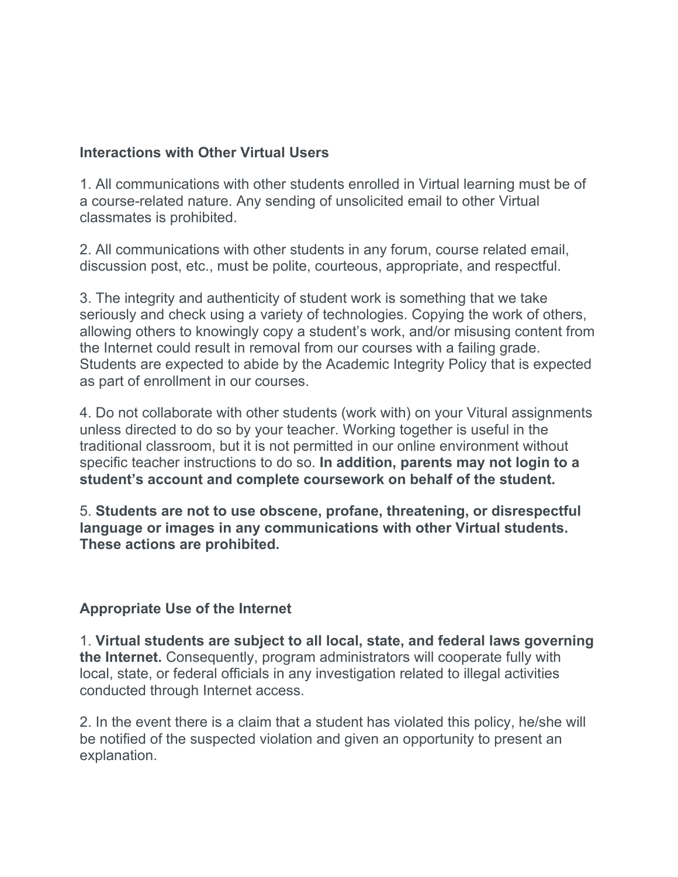### Interactions with Other Virtual Users

1. All communications with other students enrolled in Virtual learning must be of a course-related nature. Any sending of unsolicited email to other Virtual classmates is prohibited.

2. All communications with other students in any forum, course related email, discussion post, etc., must be polite, courteous, appropriate, and respectful.

3. The integrity and authenticity of student work is something that we take seriously and check using a variety of technologies. Copying the work of others, allowing others to knowingly copy a student's work, and/or misusing content from the Internet could result in removal from our courses with a failing grade. Students are expected to abide by the Academic Integrity Policy that is expected as part of enrollment in our courses.

4. Do not collaborate with other students (work with) on your Vitural assignments unless directed to do so by your teacher. Working together is useful in the traditional classroom, but it is not permitted in our online environment without specific teacher instructions to do so. **In addition, parents may not login to a student's account and complete coursework on behalf of the student.**

5. **Students are not to use obscene, profane, threatening, or disrespectful language or images in any communications with other Virtual students. These actions are prohibited.**

### Appropriate Use of the Internet

1. **Virtual students are subject to all local, state, and federal laws governing the Internet.** Consequently, program administrators will cooperate fully with local, state, or federal officials in any investigation related to illegal activities conducted through Internet access.

2. In the event there is a claim that a student has violated this policy, he/she will be notified of the suspected violation and given an opportunity to present an explanation.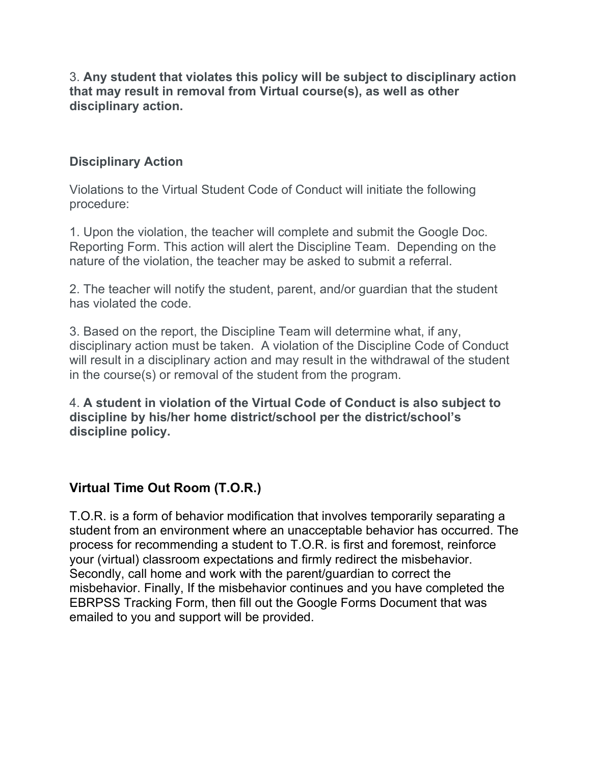3. **Any student that violates this policy will be subject to disciplinary action that may result in removal from Virtual course(s), as well as other disciplinary action.**

### Disciplinary Action

Violations to the Virtual Student Code of Conduct will initiate the following procedure:

1. Upon the violation, the teacher will complete and submit the Google Doc. Reporting Form. This action will alert the Discipline Team. Depending on the nature of the violation, the teacher may be asked to submit a referral.

2. The teacher will notify the student, parent, and/or guardian that the student has violated the code.

3. Based on the report, the Discipline Team will determine what, if any, disciplinary action must be taken. A violation of the Discipline Code of Conduct will result in a disciplinary action and may result in the withdrawal of the student in the course(s) or removal of the student from the program.

4. **A student in violation of the Virtual Code of Conduct is also subject to discipline by his/her home district/school per the district/school's discipline policy.**

## Virtual Time Out Room (T.O.R.)

T.O.R. is a form of behavior modification that involves temporarily separating a student from an environment where an unacceptable behavior has occurred. The process for recommending a student to T.O.R. is first and foremost, reinforce your (virtual) classroom expectations and firmly redirect the misbehavior. Secondly, call home and work with the parent/guardian to correct the misbehavior. Finally, If the misbehavior continues and you have completed the EBRPSS Tracking Form, then fill out the Google Forms Document that was emailed to you and support will be provided.